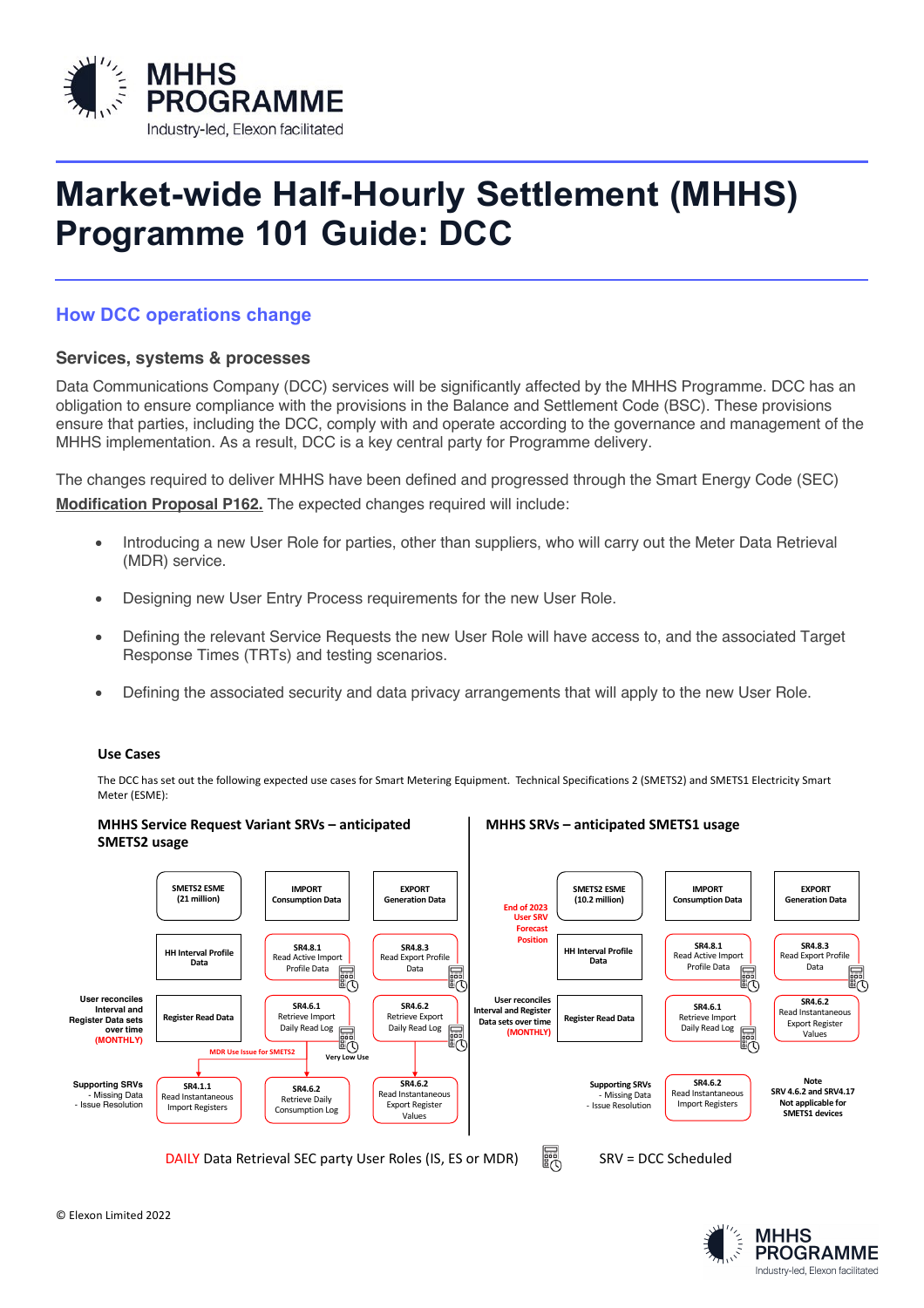# Market-wide Half-Hourly Settlement (MHHS) Programme 101 Guide: DCC

## How DCC operations change

### Services, systems & processes

Data Communications Company (DCC) services will be significantly affected by the MHHS Programme. DCC has an obligation to ensure compliance with the provisions in the Balance and Settlement Code (BSC). These provisions ensure that parties, including the DCC, comply with and operate according to the governance and management of the MHHS implementation. As a result, DCC is a key central party for Programme delivery.

The changes required to deliver MHHS have been defined and progressed through the Smart Energy Code (SEC) **Modification Proposal P162.** The expected changes required will include:

- Introducing a new User Role for parties, other than suppliers, who will carry out the Meter Data Retrieval (MDR) service.
- Designing new User Entry Process requirements for the new User Role.
- Defining the relevant Service Requests the new User Role will have access to, and the associated Target Response Times (TRTs) and testing scenarios.
- Defining the associated security and data privacy arrangements that will apply to the new User Role.

**Use Cases**

The DCC has set out the following expected use cases for Smart Metering Equipment. Technical Specifications 2 (SMETS2) and SMETS1 Electricity Smart Meter (ESME):

**MHHS Service Request Variant SRVs – anticipated SMETS2 usage**

| | SMETS2 ESME (21 million) | IMPORT Consumption Data | EXPORT Generation Data |
|---|---|---|---|
| | HH Interval Profile Data | SR4.8.1 Read Active Import Profile Data | SR4.8.3 Read Export Profile Data |
| User reconciles Interval and Register Data sets over time (MONTHLY) | Register Read Data | SR4.6.1 Retrieve Import Daily Read Log (Very Low Use) | SR4.6.2 Retrieve Export Daily Read Log |
| Supporting SRVs - Missing Data - Issue Resolution | SR4.1.1 Read Instantaneous Import Registers (MDR Use Issue for SMETS2) | SR4.6.2 Retrieve Daily Consumption Log | SR4.6.2 Read Instantaneous Export Register Values |

**MHHS SRVs – anticipated SMETS1 usage**

| | SMETS2 ESME (10.2 million) | IMPORT Consumption Data | EXPORT Generation Data |
|---|---|---|---|
| End of 2023 User SRV Forecast Position | HH Interval Profile Data | SR4.8.1 Read Active Import Profile Data | SR4.8.3 Read Export Profile Data |
| User reconciles Interval and Register Data sets over time (MONTHLY) | Register Read Data | SR4.6.1 Retrieve Import Daily Read Log | SR4.6.2 Read Instantaneous Export Register Values |
| Supporting SRVs - Missing Data - Issue Resolution | | SR4.6.2 Read Instantaneous Import Registers | Note: SRV 4.6.2 and SRV4.17 Not applicable for SMETS1 devices |

DAILY Data Retrieval SEC party User Roles (IS, ES or MDR)

SRV = DCC Scheduled

© Elexon Limited 2022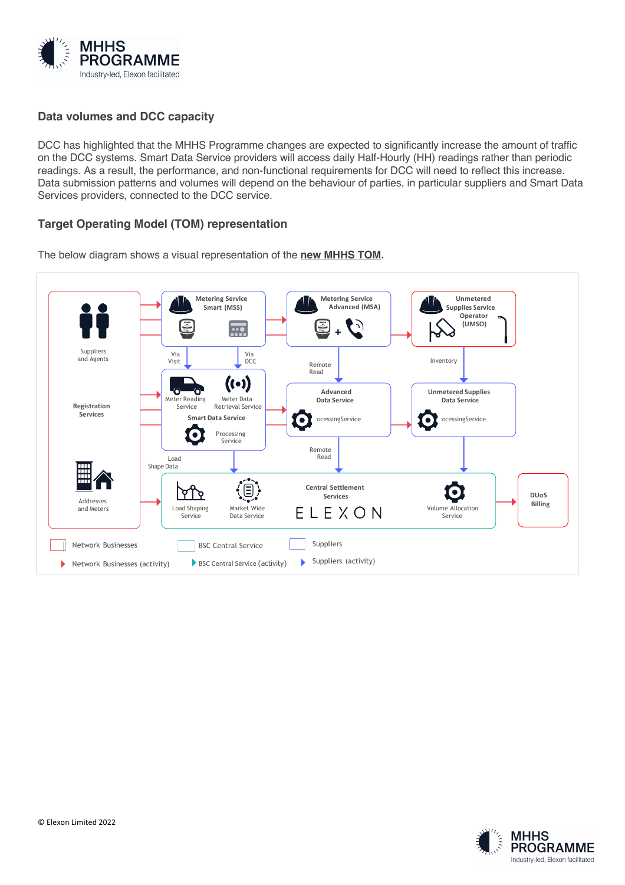## Data volumes and DCC capacity

DCC has highlighted that the MHHS Programme changes are expected to significantly increase the amount of traffic on the DCC systems. Smart Data Service providers will access daily Half-Hourly (HH) readings rather than periodic readings. As a result, the performance, and non-functional requirements for DCC will need to reflect this increase. Data submission patterns and volumes will depend on the behaviour of parties, in particular suppliers and Smart Data Services providers, connected to the DCC service.

## Target Operating Model (TOM) representation

The below diagram shows a visual representation of the **new MHHS TOM**.

Suppliers and Agents

Registration Services

Addresses and Meters

Metering Service Smart (MSS)

Via Visit

Via DCC

Meter Reading Service

Meter Data Retrieval Service

Smart Data Service

Processing Service

Load Shape Data

Metering Service Advanced (MSA)

Remote Read

Advanced Data Service

ocessingService

Remote Read

Unmetered Supplies Service Operator (UMSO)

Inventory

Unmetered Supplies Data Service

ocessingService

Central Settlement Services

Load Shaping Service

Market Wide Data Service

ELEXON

Volume Allocation Service

DUoS Billing

Network Businesses

BSC Central Service

Suppliers

Network Businesses (activity)

BSC Central Service (activity)

Suppliers (activity)

© Elexon Limited 2022